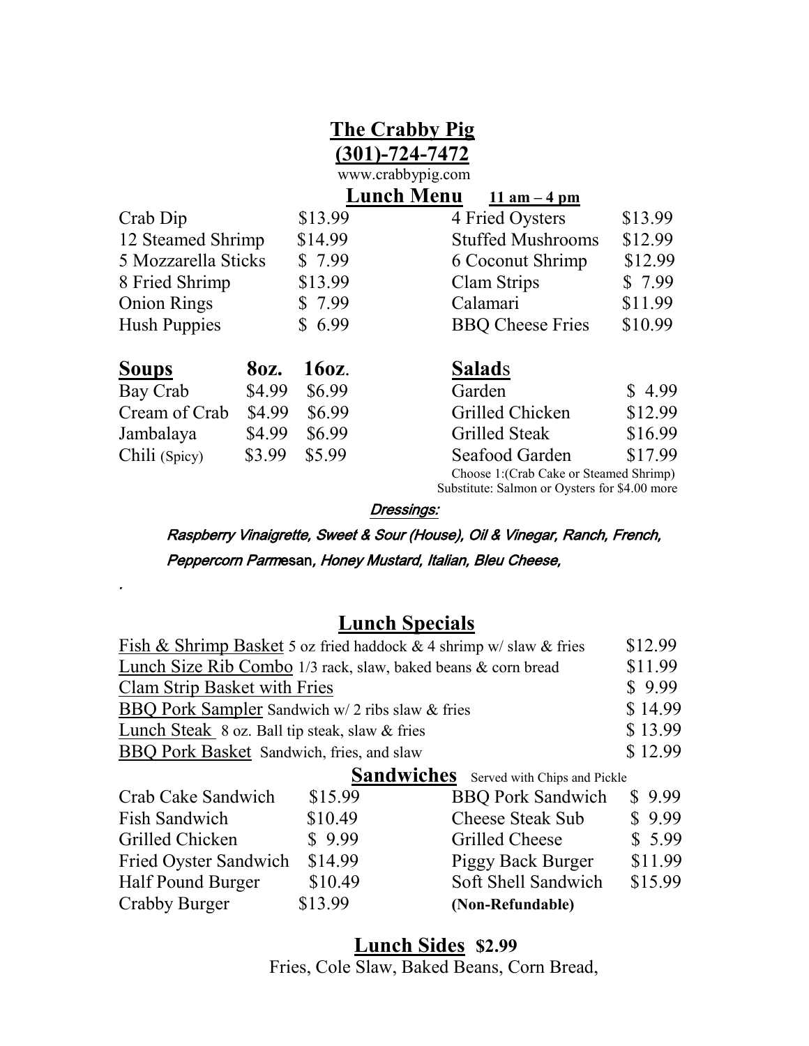# The Crabby Pig

## (301)-724-7472

www.crabbypig.com

## Lunch Menu 11 am – 4 pm

| | | | |
|---|---|---|---|
| Crab Dip | $13.99 | 4 Fried Oysters | $13.99 |
| 12 Steamed Shrimp | $14.99 | Stuffed Mushrooms | $12.99 |
| 5 Mozzarella Sticks | $ 7.99 | 6 Coconut Shrimp | $12.99 |
| 8 Fried Shrimp | $13.99 | Clam Strips | $ 7.99 |
| Onion Rings | $ 7.99 | Calamari | $11.99 |
| Hush Puppies | $ 6.99 | BBQ Cheese Fries | $10.99 |

### Soups

| Soups | 8oz. | 16oz. |
|---|---|---|
| Bay Crab | $4.99 | $6.99 |
| Cream of Crab | $4.99 | $6.99 |
| Jambalaya | $4.99 | $6.99 |
| Chili (Spicy) | $3.99 | $5.99 |

### Salads

| Salads | |
|---|---|
| Garden | $ 4.99 |
| Grilled Chicken | $12.99 |
| Grilled Steak | $16.99 |
| Seafood Garden | $17.99 |

Choose 1:(Crab Cake or Steamed Shrimp)
Substitute: Salmon or Oysters for $4.00 more

***Dressings:***

*Raspberry Vinaigrette, Sweet & Sour (House), Oil & Vinegar, Ranch, French, Peppercorn Parmesan, Honey Mustard, Italian, Bleu Cheese,*

.

## Lunch Specials

| | |
|---|---|
| Fish & Shrimp Basket 5 oz fried haddock & 4 shrimp w/ slaw & fries | $12.99 |
| Lunch Size Rib Combo 1/3 rack, slaw, baked beans & corn bread | $11.99 |
| Clam Strip Basket with Fries | $ 9.99 |
| BBQ Pork Sampler Sandwich w/ 2 ribs slaw & fries | $ 14.99 |
| Lunch Steak 8 oz. Ball tip steak, slaw & fries | $ 13.99 |
| BBQ Pork Basket Sandwich, fries, and slaw | $ 12.99 |

### Sandwiches Served with Chips and Pickle

| | | | |
|---|---|---|---|
| Crab Cake Sandwich | $15.99 | BBQ Pork Sandwich | $ 9.99 |
| Fish Sandwich | $10.49 | Cheese Steak Sub | $ 9.99 |
| Grilled Chicken | $ 9.99 | Grilled Cheese | $ 5.99 |
| Fried Oyster Sandwich | $14.99 | Piggy Back Burger | $11.99 |
| Half Pound Burger | $10.49 | Soft Shell Sandwich | $15.99 |
| Crabby Burger | $13.99 | **(Non-Refundable)** | |

## Lunch Sides **$2.99**

Fries, Cole Slaw, Baked Beans, Corn Bread,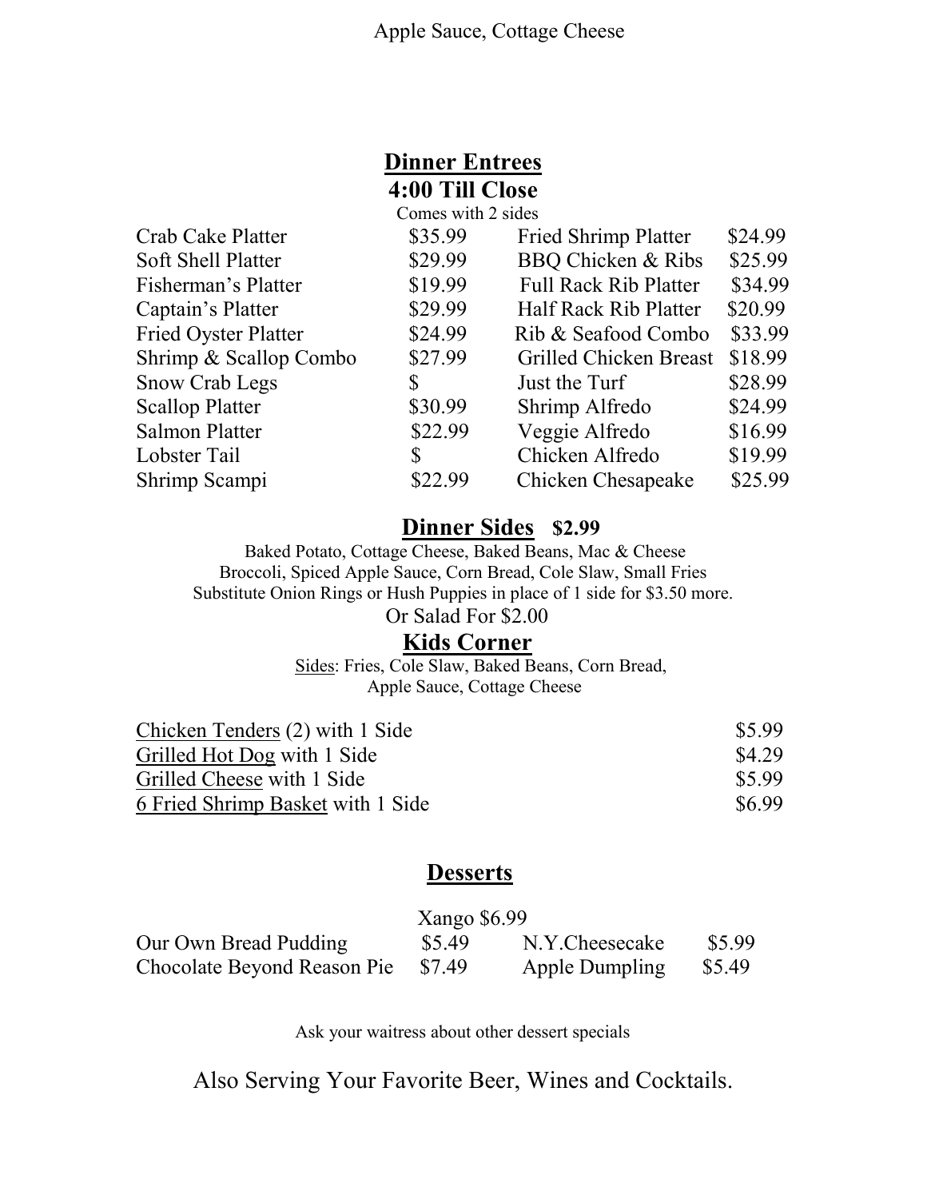Apple Sauce, Cottage Cheese

## Dinner Entrees

**4:00 Till Close**

Comes with 2 sides

| | | | |
|---|---|---|---|
| Crab Cake Platter | $35.99 | Fried Shrimp Platter | $24.99 |
| Soft Shell Platter | $29.99 | BBQ Chicken & Ribs | $25.99 |
| Fisherman's Platter | $19.99 | Full Rack Rib Platter | $34.99 |
| Captain's Platter | $29.99 | Half Rack Rib Platter | $20.99 |
| Fried Oyster Platter | $24.99 | Rib & Seafood Combo | $33.99 |
| Shrimp & Scallop Combo | $27.99 | Grilled Chicken Breast | $18.99 |
| Snow Crab Legs | $ | Just the Turf | $28.99 |
| Scallop Platter | $30.99 | Shrimp Alfredo | $24.99 |
| Salmon Platter | $22.99 | Veggie Alfredo | $16.99 |
| Lobster Tail | $ | Chicken Alfredo | $19.99 |
| Shrimp Scampi | $22.99 | Chicken Chesapeake | $25.99 |

## Dinner Sides **$2.99**

Baked Potato, Cottage Cheese, Baked Beans, Mac & Cheese
Broccoli, Spiced Apple Sauce, Corn Bread, Cole Slaw, Small Fries
Substitute Onion Rings or Hush Puppies in place of 1 side for $3.50 more.
Or Salad For $2.00

## Kids Corner

Sides: Fries, Cole Slaw, Baked Beans, Corn Bread, Apple Sauce, Cottage Cheese

| | |
|---|---|
| Chicken Tenders (2) with 1 Side | $5.99 |
| Grilled Hot Dog with 1 Side | $4.29 |
| Grilled Cheese with 1 Side | $5.99 |
| 6 Fried Shrimp Basket with 1 Side | $6.99 |

## Desserts

Xango $6.99

| | | | |
|---|---|---|---|
| Our Own Bread Pudding | $5.49 | N.Y.Cheesecake | $5.99 |
| Chocolate Beyond Reason Pie | $7.49 | Apple Dumpling | $5.49 |

Ask your waitress about other dessert specials

Also Serving Your Favorite Beer, Wines and Cocktails.